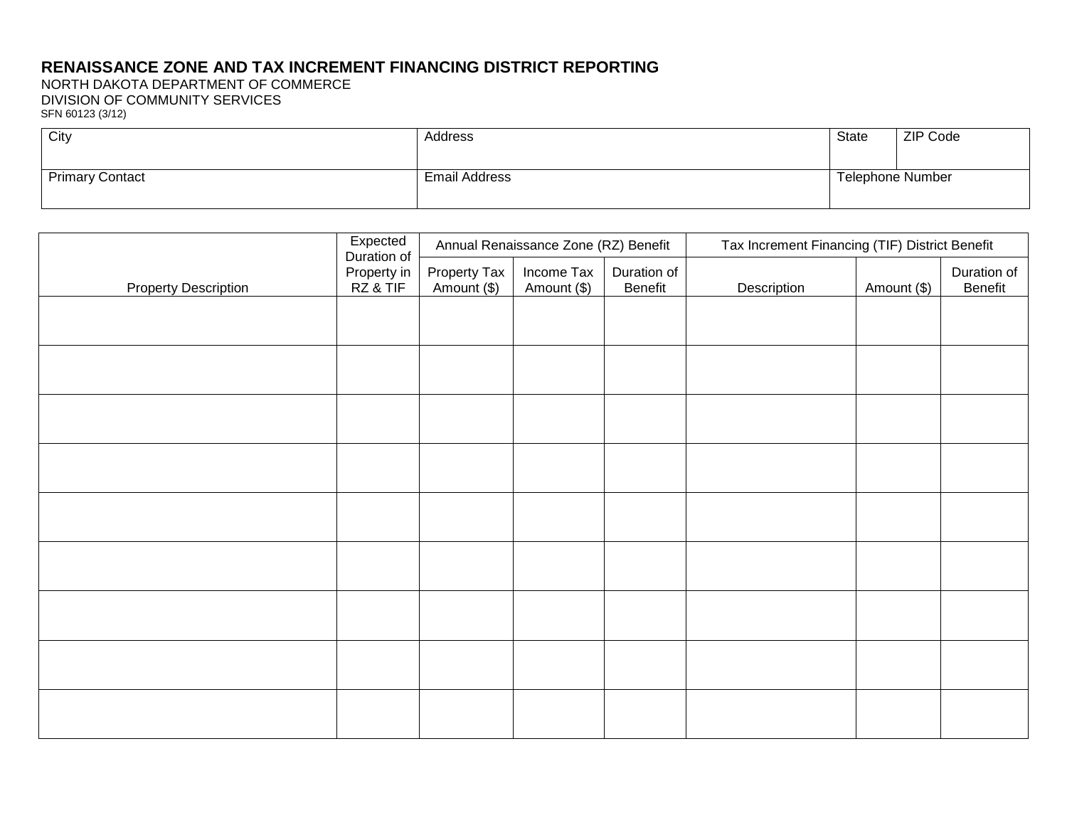# RENAISSANCE ZONE AND TAX INCREMENT FINANCING DISTRICT REPORTING

NORTH DAKOTA DEPARTMENT OF COMMERCE
DIVISION OF COMMUNITY SERVICES
SFN 60123 (3/12)

| City | Address | State | ZIP Code |
|---|---|---|---|
| | | | |
| Primary Contact | Email Address | Telephone Number | |
| | | | |

| Property Description | Expected Duration of Property in RZ & TIF | Annual Renaissance Zone (RZ) Benefit | | | Tax Increment Financing (TIF) District Benefit | | |
|---|---|---|---|---|---|---|---|
| | | Property Tax Amount ($) | Income Tax Amount ($) | Duration of Benefit | Description | Amount ($) | Duration of Benefit |
| | | | | | | | |
| | | | | | | | |
| | | | | | | | |
| | | | | | | | |
| | | | | | | | |
| | | | | | | | |
| | | | | | | | |
| | | | | | | | |
| | | | | | | | |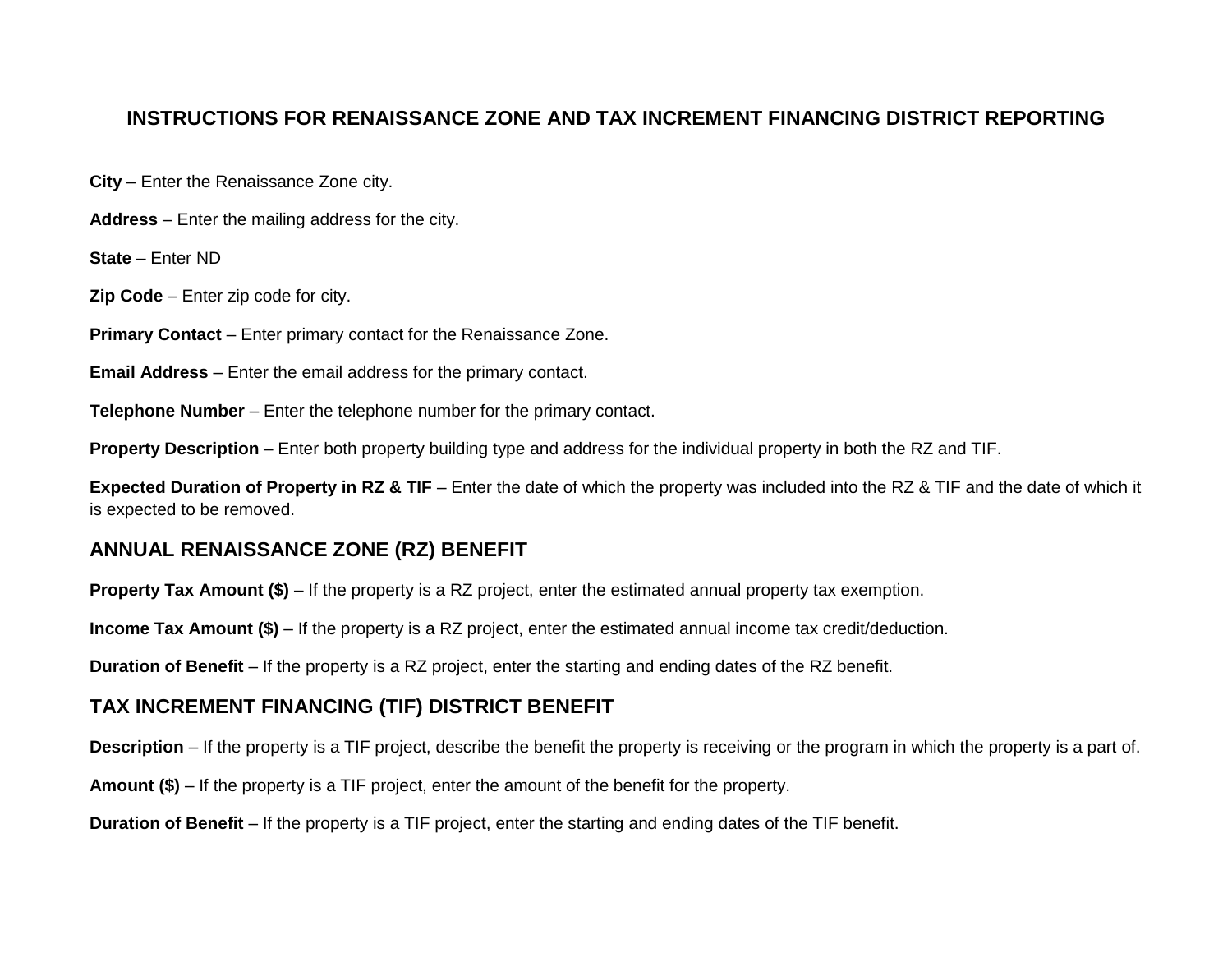# INSTRUCTIONS FOR RENAISSANCE ZONE AND TAX INCREMENT FINANCING DISTRICT REPORTING

**City** – Enter the Renaissance Zone city.

**Address** – Enter the mailing address for the city.

**State** – Enter ND

**Zip Code** – Enter zip code for city.

**Primary Contact** – Enter primary contact for the Renaissance Zone.

**Email Address** – Enter the email address for the primary contact.

**Telephone Number** – Enter the telephone number for the primary contact.

**Property Description** – Enter both property building type and address for the individual property in both the RZ and TIF.

**Expected Duration of Property in RZ & TIF** – Enter the date of which the property was included into the RZ & TIF and the date of which it is expected to be removed.

## ANNUAL RENAISSANCE ZONE (RZ) BENEFIT

**Property Tax Amount ($)** – If the property is a RZ project, enter the estimated annual property tax exemption.

**Income Tax Amount ($)** – If the property is a RZ project, enter the estimated annual income tax credit/deduction.

**Duration of Benefit** – If the property is a RZ project, enter the starting and ending dates of the RZ benefit.

## TAX INCREMENT FINANCING (TIF) DISTRICT BENEFIT

**Description** – If the property is a TIF project, describe the benefit the property is receiving or the program in which the property is a part of.

**Amount ($)** – If the property is a TIF project, enter the amount of the benefit for the property.

**Duration of Benefit** – If the property is a TIF project, enter the starting and ending dates of the TIF benefit.